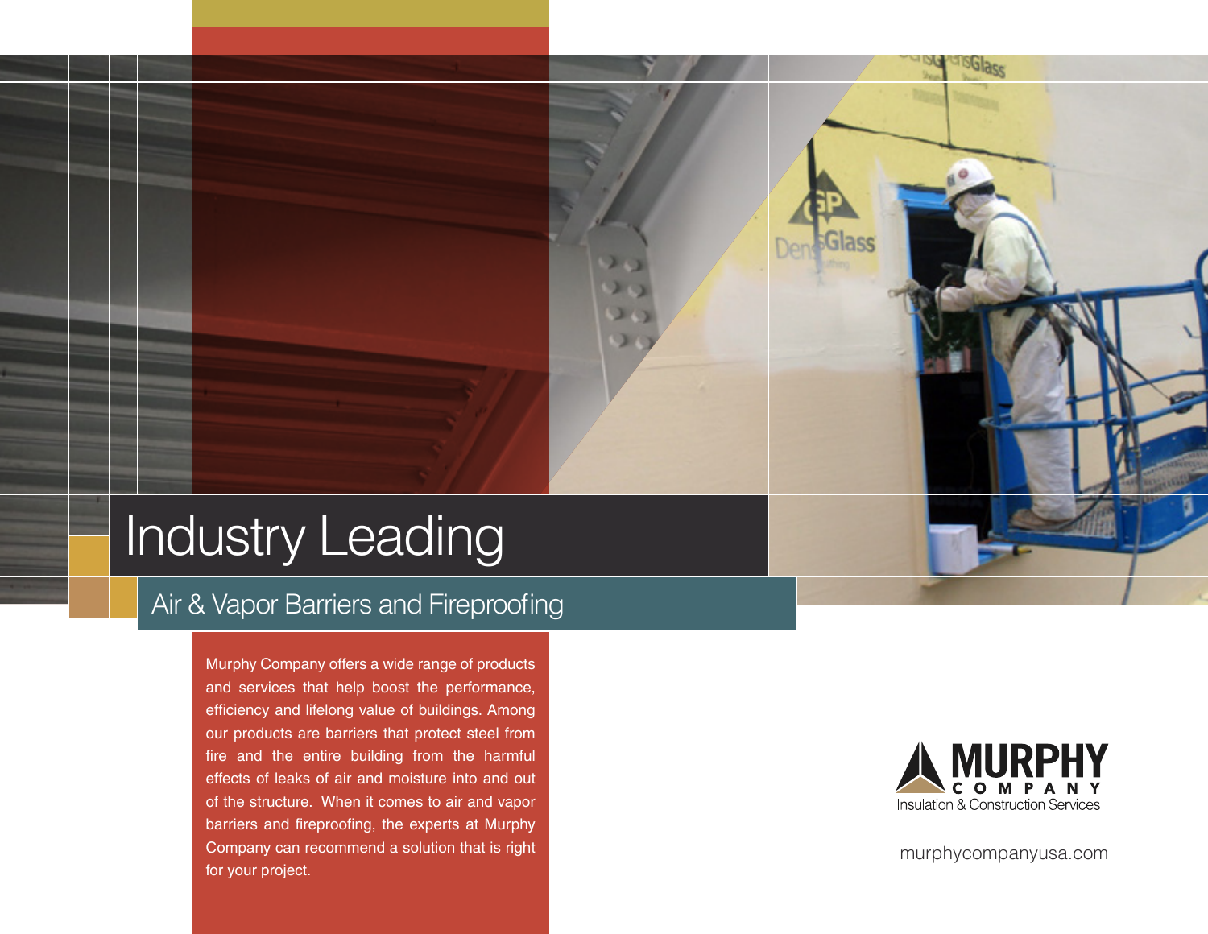# Industry Leading

## Air & Vapor Barriers and Fireproofing

Murphy Company offers a wide range of products and services that help boost the performance, efficiency and lifelong value of buildings. Among our products are barriers that protect steel from fire and the entire building from the harmful effects of leaks of air and moisture into and out of the structure. When it comes to air and vapor barriers and fireproofing, the experts at Murphy Company can recommend a solution that is right for your project.

MURPHY COMPANY
Insulation & Construction Services

murphycompanyusa.com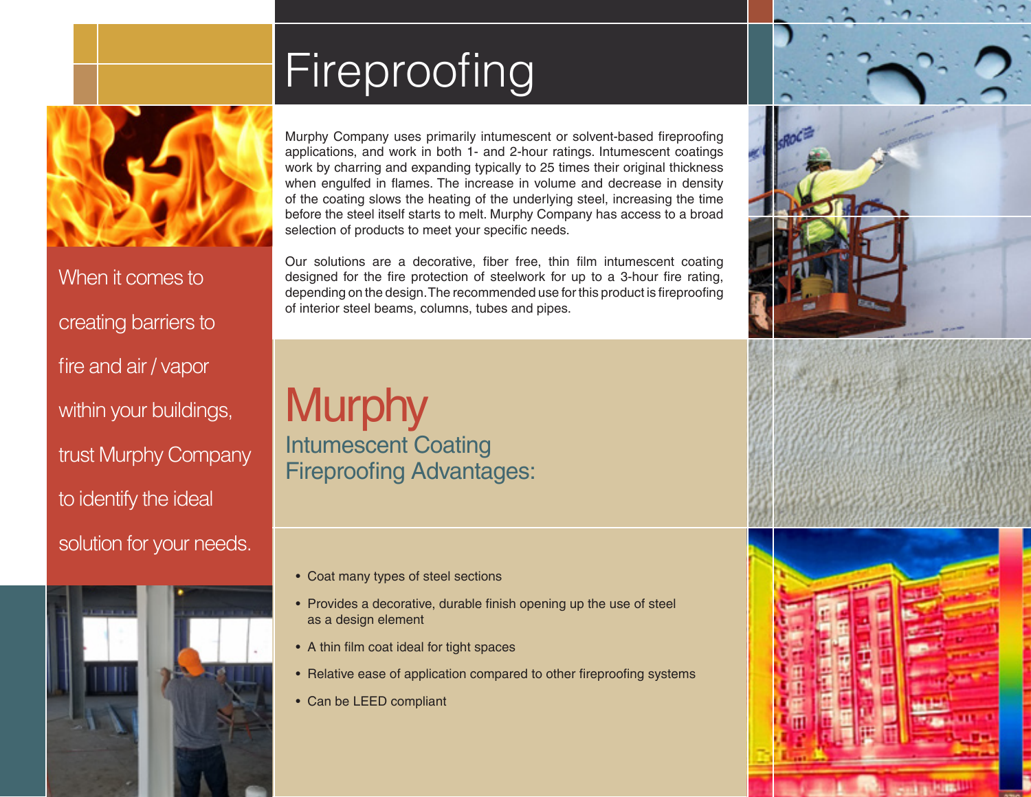# Fireproofing

When it comes to creating barriers to fire and air / vapor within your buildings, trust Murphy Company to identify the ideal solution for your needs.

Murphy Company uses primarily intumescent or solvent-based fireproofing applications, and work in both 1- and 2-hour ratings. Intumescent coatings work by charring and expanding typically to 25 times their original thickness when engulfed in flames. The increase in volume and decrease in density of the coating slows the heating of the underlying steel, increasing the time before the steel itself starts to melt. Murphy Company has access to a broad selection of products to meet your specific needs.

Our solutions are a decorative, fiber free, thin film intumescent coating designed for the fire protection of steelwork for up to a 3-hour fire rating, depending on the design. The recommended use for this product is fireproofing of interior steel beams, columns, tubes and pipes.

## Murphy Intumescent Coating Fireproofing Advantages:

- Coat many types of steel sections
- Provides a decorative, durable finish opening up the use of steel as a design element
- A thin film coat ideal for tight spaces
- Relative ease of application compared to other fireproofing systems
- Can be LEED compliant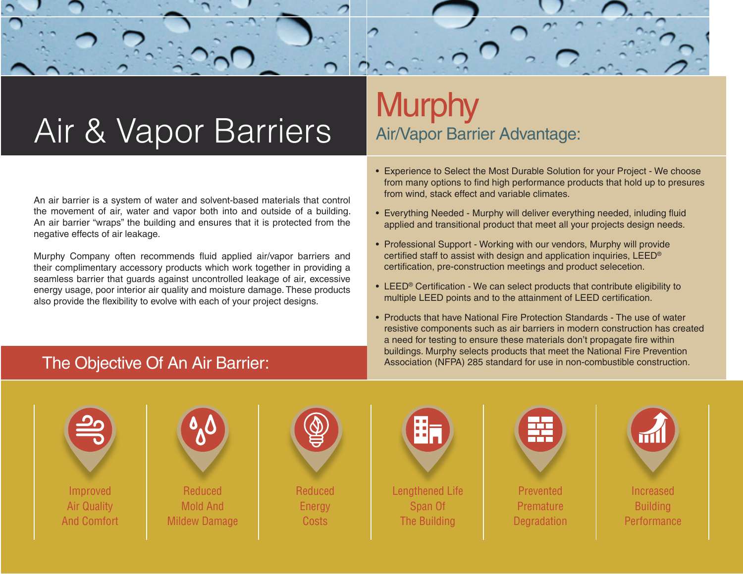# Air & Vapor Barriers

An air barrier is a system of water and solvent-based materials that control the movement of air, water and vapor both into and outside of a building. An air barrier "wraps" the building and ensures that it is protected from the negative effects of air leakage.

Murphy Company often recommends fluid applied air/vapor barriers and their complimentary accessory products which work together in providing a seamless barrier that guards against uncontrolled leakage of air, excessive energy usage, poor interior air quality and moisture damage. These products also provide the flexibility to evolve with each of your project designs.

# Murphy

## Air/Vapor Barrier Advantage:

- Experience to Select the Most Durable Solution for your Project - We choose from many options to find high performance products that hold up to presures from wind, stack effect and variable climates.
- Everything Needed - Murphy will deliver everything needed, inluding fluid applied and transitional product that meet all your projects design needs.
- Professional Support - Working with our vendors, Murphy will provide certified staff to assist with design and application inquiries, LEED® certification, pre-construction meetings and product selecetion.
- LEED® Certification - We can select products that contribute eligibility to multiple LEED points and to the attainment of LEED certification.
- Products that have National Fire Protection Standards - The use of water resistive components such as air barriers in modern construction has created a need for testing to ensure these materials don't propagate fire within buildings. Murphy selects products that meet the National Fire Prevention Association (NFPA) 285 standard for use in non-combustible construction.

## The Objective Of An Air Barrier:

- Improved Air Quality And Comfort
- Reduced Mold And Mildew Damage
- Reduced Energy Costs
- Lengthened Life Span Of The Building
- Prevented Premature Degradation
- Increased Building Performance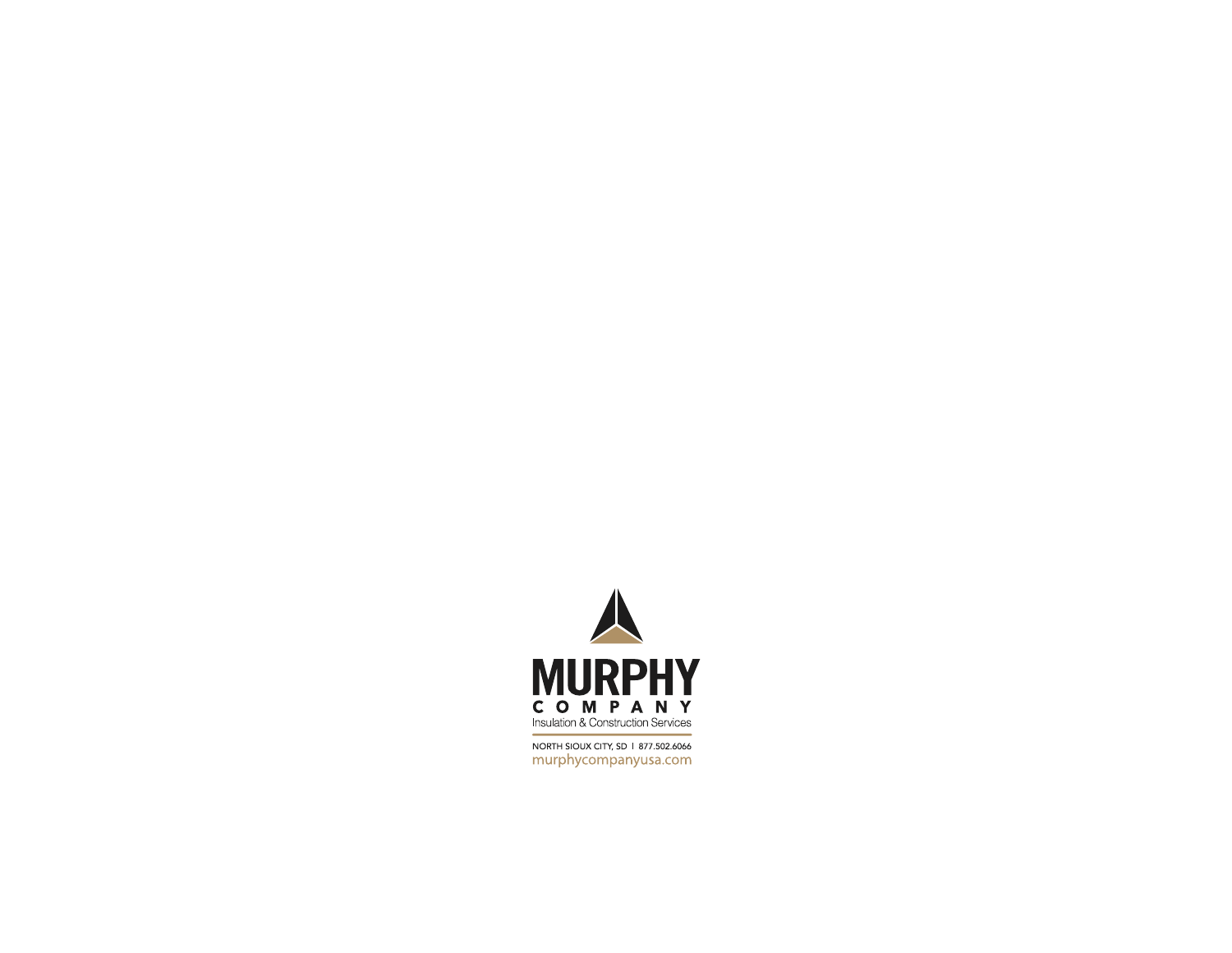MURPHY

COMPANY

Insulation & Construction Services

NORTH SIOUX CITY, SD | 877.502.6066

murphycompanyusa.com